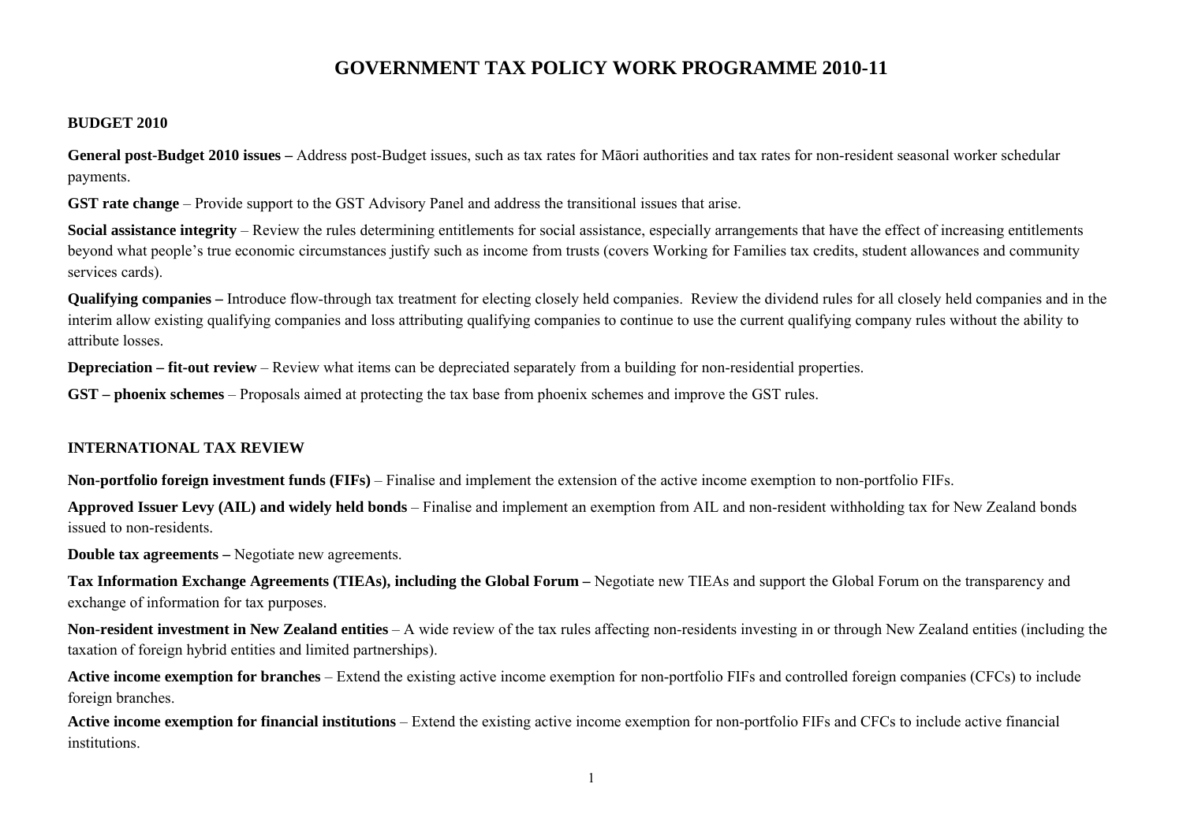# GOVERNMENT TAX POLICY WORK PROGRAMME 2010-11

## BUDGET 2010

**General post-Budget 2010 issues –** Address post-Budget issues, such as tax rates for Māori authorities and tax rates for non-resident seasonal worker schedular payments.

**GST rate change** – Provide support to the GST Advisory Panel and address the transitional issues that arise.

**Social assistance integrity** – Review the rules determining entitlements for social assistance, especially arrangements that have the effect of increasing entitlements beyond what people's true economic circumstances justify such as income from trusts (covers Working for Families tax credits, student allowances and community services cards).

**Qualifying companies –** Introduce flow-through tax treatment for electing closely held companies. Review the dividend rules for all closely held companies and in the interim allow existing qualifying companies and loss attributing qualifying companies to continue to use the current qualifying company rules without the ability to attribute losses.

**Depreciation – fit-out review** – Review what items can be depreciated separately from a building for non-residential properties.

**GST – phoenix schemes** – Proposals aimed at protecting the tax base from phoenix schemes and improve the GST rules.

## INTERNATIONAL TAX REVIEW

**Non-portfolio foreign investment funds (FIFs)** – Finalise and implement the extension of the active income exemption to non-portfolio FIFs.

**Approved Issuer Levy (AIL) and widely held bonds** – Finalise and implement an exemption from AIL and non-resident withholding tax for New Zealand bonds issued to non-residents.

**Double tax agreements –** Negotiate new agreements.

**Tax Information Exchange Agreements (TIEAs), including the Global Forum –** Negotiate new TIEAs and support the Global Forum on the transparency and exchange of information for tax purposes.

**Non-resident investment in New Zealand entities** – A wide review of the tax rules affecting non-residents investing in or through New Zealand entities (including the taxation of foreign hybrid entities and limited partnerships).

**Active income exemption for branches** – Extend the existing active income exemption for non-portfolio FIFs and controlled foreign companies (CFCs) to include foreign branches.

**Active income exemption for financial institutions** – Extend the existing active income exemption for non-portfolio FIFs and CFCs to include active financial institutions.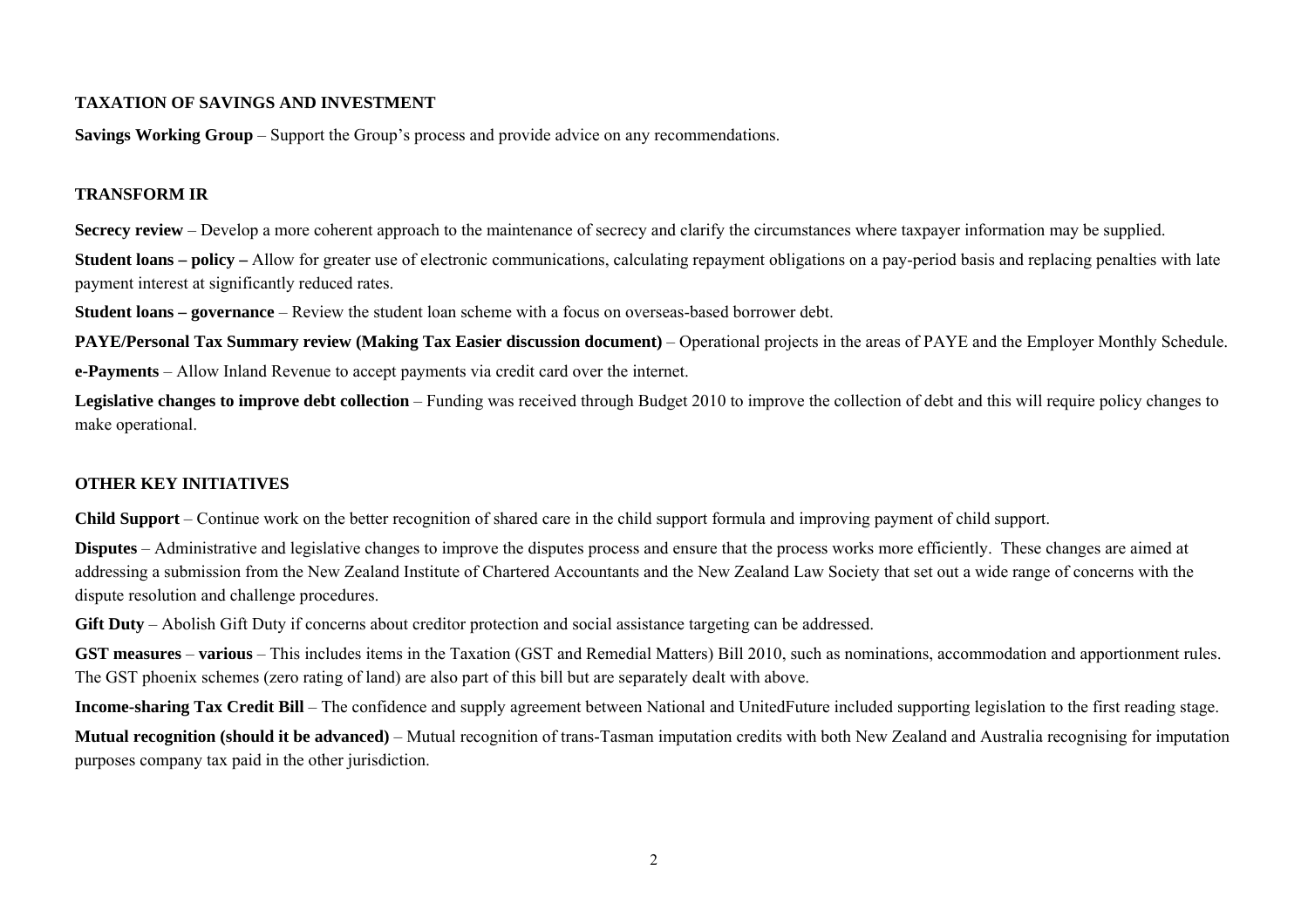## TAXATION OF SAVINGS AND INVESTMENT

**Savings Working Group** – Support the Group's process and provide advice on any recommendations.

## TRANSFORM IR

**Secrecy review** – Develop a more coherent approach to the maintenance of secrecy and clarify the circumstances where taxpayer information may be supplied.

**Student loans – policy –** Allow for greater use of electronic communications, calculating repayment obligations on a pay-period basis and replacing penalties with late payment interest at significantly reduced rates.

**Student loans – governance** – Review the student loan scheme with a focus on overseas-based borrower debt.

**PAYE/Personal Tax Summary review (Making Tax Easier discussion document)** – Operational projects in the areas of PAYE and the Employer Monthly Schedule.

**e-Payments** – Allow Inland Revenue to accept payments via credit card over the internet.

**Legislative changes to improve debt collection** – Funding was received through Budget 2010 to improve the collection of debt and this will require policy changes to make operational.

## OTHER KEY INITIATIVES

**Child Support** – Continue work on the better recognition of shared care in the child support formula and improving payment of child support.

**Disputes** – Administrative and legislative changes to improve the disputes process and ensure that the process works more efficiently. These changes are aimed at addressing a submission from the New Zealand Institute of Chartered Accountants and the New Zealand Law Society that set out a wide range of concerns with the dispute resolution and challenge procedures.

**Gift Duty** – Abolish Gift Duty if concerns about creditor protection and social assistance targeting can be addressed.

**GST measures** – **various** – This includes items in the Taxation (GST and Remedial Matters) Bill 2010, such as nominations, accommodation and apportionment rules. The GST phoenix schemes (zero rating of land) are also part of this bill but are separately dealt with above.

**Income-sharing Tax Credit Bill** – The confidence and supply agreement between National and UnitedFuture included supporting legislation to the first reading stage.

**Mutual recognition (should it be advanced)** – Mutual recognition of trans-Tasman imputation credits with both New Zealand and Australia recognising for imputation purposes company tax paid in the other jurisdiction.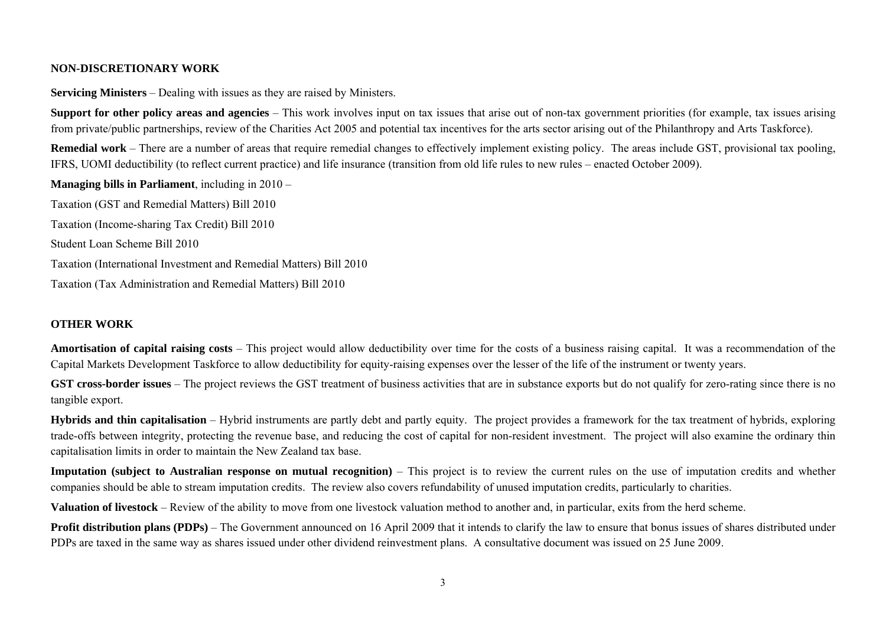## NON-DISCRETIONARY WORK

**Servicing Ministers** – Dealing with issues as they are raised by Ministers.

**Support for other policy areas and agencies** – This work involves input on tax issues that arise out of non-tax government priorities (for example, tax issues arising from private/public partnerships, review of the Charities Act 2005 and potential tax incentives for the arts sector arising out of the Philanthropy and Arts Taskforce).

**Remedial work** – There are a number of areas that require remedial changes to effectively implement existing policy. The areas include GST, provisional tax pooling, IFRS, UOMI deductibility (to reflect current practice) and life insurance (transition from old life rules to new rules – enacted October 2009).

**Managing bills in Parliament**, including in 2010 –

Taxation (GST and Remedial Matters) Bill 2010

Taxation (Income-sharing Tax Credit) Bill 2010

Student Loan Scheme Bill 2010

Taxation (International Investment and Remedial Matters) Bill 2010

Taxation (Tax Administration and Remedial Matters) Bill 2010

## OTHER WORK

**Amortisation of capital raising costs** – This project would allow deductibility over time for the costs of a business raising capital. It was a recommendation of the Capital Markets Development Taskforce to allow deductibility for equity-raising expenses over the lesser of the life of the instrument or twenty years.

**GST cross-border issues** – The project reviews the GST treatment of business activities that are in substance exports but do not qualify for zero-rating since there is no tangible export.

**Hybrids and thin capitalisation** – Hybrid instruments are partly debt and partly equity. The project provides a framework for the tax treatment of hybrids, exploring trade-offs between integrity, protecting the revenue base, and reducing the cost of capital for non-resident investment. The project will also examine the ordinary thin capitalisation limits in order to maintain the New Zealand tax base.

**Imputation (subject to Australian response on mutual recognition)** – This project is to review the current rules on the use of imputation credits and whether companies should be able to stream imputation credits. The review also covers refundability of unused imputation credits, particularly to charities.

**Valuation of livestock** – Review of the ability to move from one livestock valuation method to another and, in particular, exits from the herd scheme.

**Profit distribution plans (PDPs)** – The Government announced on 16 April 2009 that it intends to clarify the law to ensure that bonus issues of shares distributed under PDPs are taxed in the same way as shares issued under other dividend reinvestment plans. A consultative document was issued on 25 June 2009.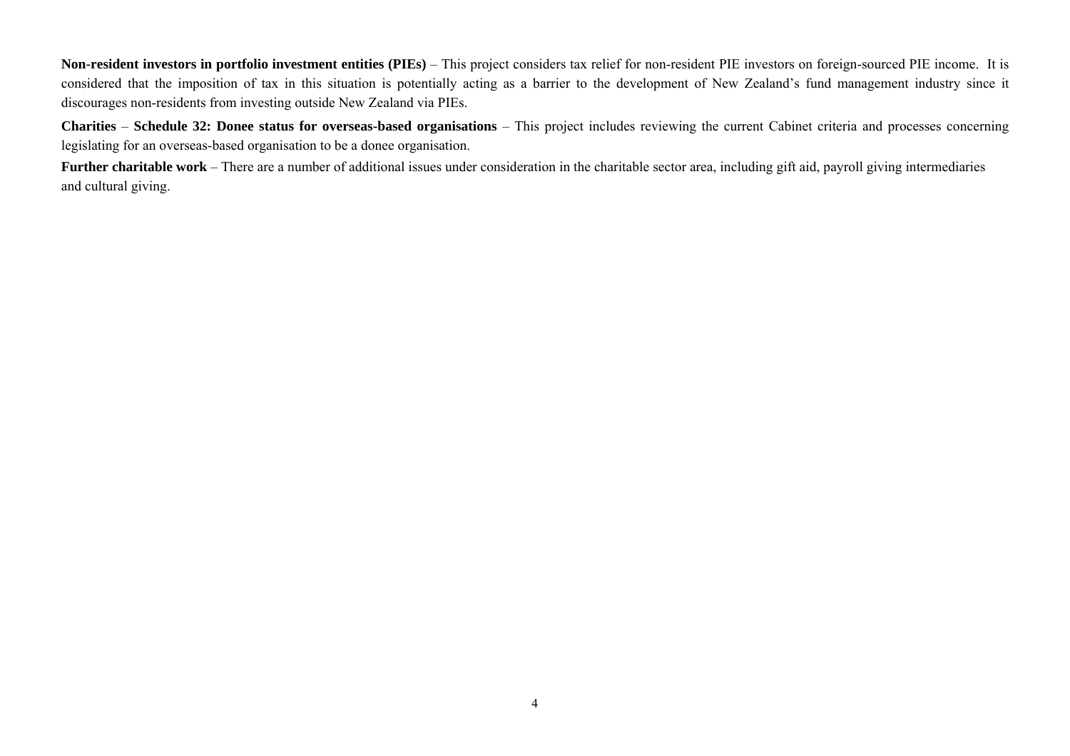**Non-resident investors in portfolio investment entities (PIEs)** – This project considers tax relief for non-resident PIE investors on foreign-sourced PIE income. It is considered that the imposition of tax in this situation is potentially acting as a barrier to the development of New Zealand's fund management industry since it discourages non-residents from investing outside New Zealand via PIEs.

**Charities** – **Schedule 32: Donee status for overseas-based organisations** – This project includes reviewing the current Cabinet criteria and processes concerning legislating for an overseas-based organisation to be a donee organisation.

**Further charitable work** – There are a number of additional issues under consideration in the charitable sector area, including gift aid, payroll giving intermediaries and cultural giving.